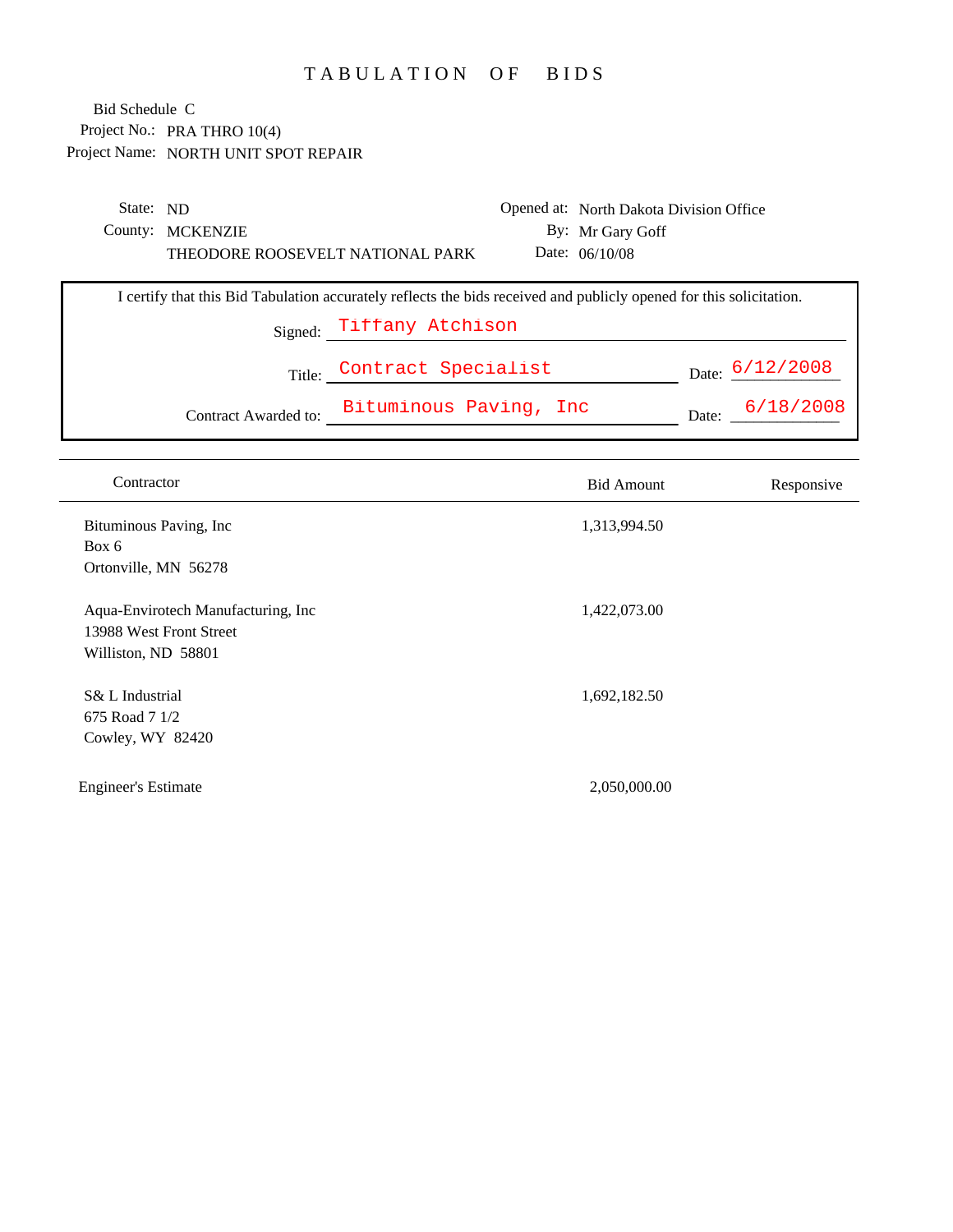# TABULATION OF BIDS

Bid Schedule C
Project No.: PRA THRO 10(4)
Project Name: NORTH UNIT SPOT REPAIR

State: ND
County: MCKENZIE
THEODORE ROOSEVELT NATIONAL PARK

Opened at: North Dakota Division Office
By: Mr Gary Goff
Date: 06/10/08

I certify that this Bid Tabulation accurately reflects the bids received and publicly opened for this solicitation.

Signed: Tiffany Atchison

Title: Contract Specialist    Date: 6/12/2008

Contract Awarded to: Bituminous Paving, Inc    Date: 6/18/2008

| Contractor | Bid Amount | Responsive |
|---|---|---|
| Bituminous Paving, Inc<br>Box 6<br>Ortonville, MN 56278 | 1,313,994.50 | |
| Aqua-Envirotech Manufacturing, Inc<br>13988 West Front Street<br>Williston, ND 58801 | 1,422,073.00 | |
| S& L Industrial<br>675 Road 7 1/2<br>Cowley, WY 82420 | 1,692,182.50 | |
| Engineer's Estimate | 2,050,000.00 | |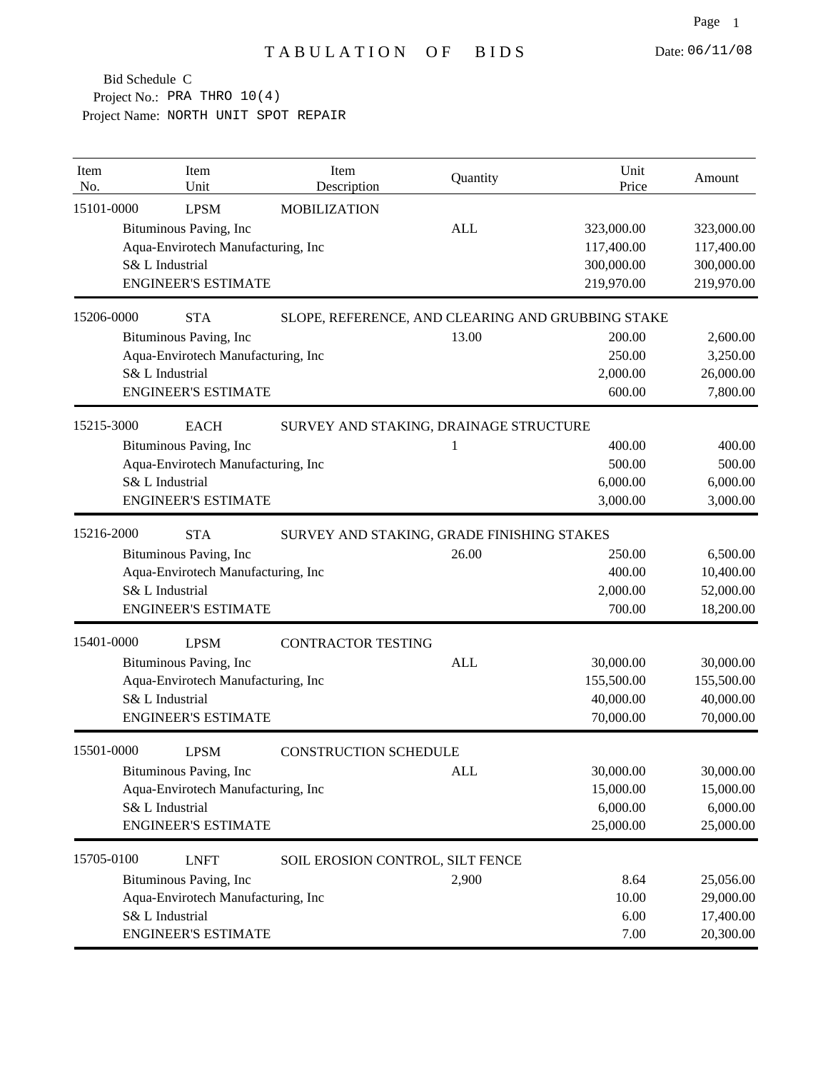# TABULATION OF BIDS

Date: 06/11/08

Bid Schedule C
Project No.: PRA THRO 10(4)
Project Name: NORTH UNIT SPOT REPAIR

| Item No. | Item Unit | Item Description | Quantity | Unit Price | Amount |
|---|---|---|---|---|---|
| 15101-0000 | LPSM | MOBILIZATION | | | |
| | Bituminous Paving, Inc | | ALL | 323,000.00 | 323,000.00 |
| | Aqua-Envirotech Manufacturing, Inc | | | 117,400.00 | 117,400.00 |
| | S& L Industrial | | | 300,000.00 | 300,000.00 |
| | ENGINEER'S ESTIMATE | | | 219,970.00 | 219,970.00 |
| 15206-0000 | STA | SLOPE, REFERENCE, AND CLEARING AND GRUBBING STAKE | | | |
| | Bituminous Paving, Inc | | 13.00 | 200.00 | 2,600.00 |
| | Aqua-Envirotech Manufacturing, Inc | | | 250.00 | 3,250.00 |
| | S& L Industrial | | | 2,000.00 | 26,000.00 |
| | ENGINEER'S ESTIMATE | | | 600.00 | 7,800.00 |
| 15215-3000 | EACH | SURVEY AND STAKING, DRAINAGE STRUCTURE | | | |
| | Bituminous Paving, Inc | | 1 | 400.00 | 400.00 |
| | Aqua-Envirotech Manufacturing, Inc | | | 500.00 | 500.00 |
| | S& L Industrial | | | 6,000.00 | 6,000.00 |
| | ENGINEER'S ESTIMATE | | | 3,000.00 | 3,000.00 |
| 15216-2000 | STA | SURVEY AND STAKING, GRADE FINISHING STAKES | | | |
| | Bituminous Paving, Inc | | 26.00 | 250.00 | 6,500.00 |
| | Aqua-Envirotech Manufacturing, Inc | | | 400.00 | 10,400.00 |
| | S& L Industrial | | | 2,000.00 | 52,000.00 |
| | ENGINEER'S ESTIMATE | | | 700.00 | 18,200.00 |
| 15401-0000 | LPSM | CONTRACTOR TESTING | | | |
| | Bituminous Paving, Inc | | ALL | 30,000.00 | 30,000.00 |
| | Aqua-Envirotech Manufacturing, Inc | | | 155,500.00 | 155,500.00 |
| | S& L Industrial | | | 40,000.00 | 40,000.00 |
| | ENGINEER'S ESTIMATE | | | 70,000.00 | 70,000.00 |
| 15501-0000 | LPSM | CONSTRUCTION SCHEDULE | | | |
| | Bituminous Paving, Inc | | ALL | 30,000.00 | 30,000.00 |
| | Aqua-Envirotech Manufacturing, Inc | | | 15,000.00 | 15,000.00 |
| | S& L Industrial | | | 6,000.00 | 6,000.00 |
| | ENGINEER'S ESTIMATE | | | 25,000.00 | 25,000.00 |
| 15705-0100 | LNFT | SOIL EROSION CONTROL, SILT FENCE | | | |
| | Bituminous Paving, Inc | | 2,900 | 8.64 | 25,056.00 |
| | Aqua-Envirotech Manufacturing, Inc | | | 10.00 | 29,000.00 |
| | S& L Industrial | | | 6.00 | 17,400.00 |
| | ENGINEER'S ESTIMATE | | | 7.00 | 20,300.00 |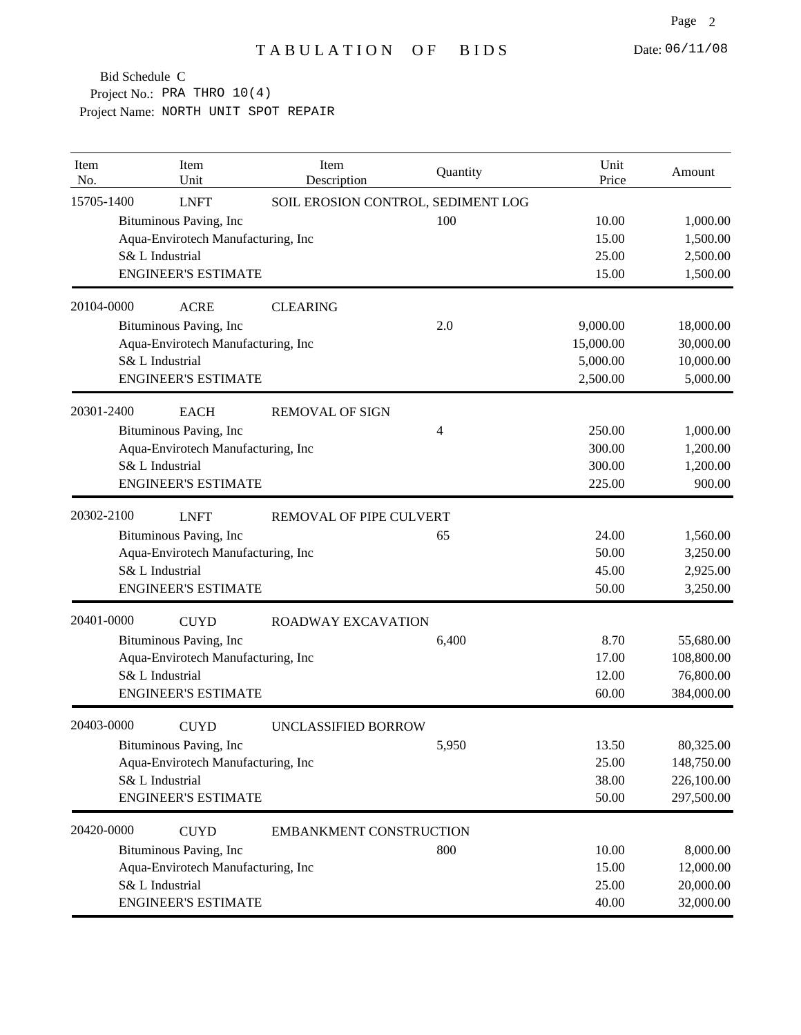# TABULATION OF BIDS

Date: 06/11/08

Bid Schedule C
Project No.: PRA THRO 10(4)
Project Name: NORTH UNIT SPOT REPAIR

| Item No. | Item Unit | Item Description | Quantity | Unit Price | Amount |
|---|---|---|---|---|---|
| 15705-1400 | LNFT | SOIL EROSION CONTROL, SEDIMENT LOG | | | |
| | Bituminous Paving, Inc | | 100 | 10.00 | 1,000.00 |
| | Aqua-Envirotech Manufacturing, Inc | | | 15.00 | 1,500.00 |
| | S& L Industrial | | | 25.00 | 2,500.00 |
| | ENGINEER'S ESTIMATE | | | 15.00 | 1,500.00 |
| 20104-0000 | ACRE | CLEARING | | | |
| | Bituminous Paving, Inc | | 2.0 | 9,000.00 | 18,000.00 |
| | Aqua-Envirotech Manufacturing, Inc | | | 15,000.00 | 30,000.00 |
| | S& L Industrial | | | 5,000.00 | 10,000.00 |
| | ENGINEER'S ESTIMATE | | | 2,500.00 | 5,000.00 |
| 20301-2400 | EACH | REMOVAL OF SIGN | | | |
| | Bituminous Paving, Inc | | 4 | 250.00 | 1,000.00 |
| | Aqua-Envirotech Manufacturing, Inc | | | 300.00 | 1,200.00 |
| | S& L Industrial | | | 300.00 | 1,200.00 |
| | ENGINEER'S ESTIMATE | | | 225.00 | 900.00 |
| 20302-2100 | LNFT | REMOVAL OF PIPE CULVERT | | | |
| | Bituminous Paving, Inc | | 65 | 24.00 | 1,560.00 |
| | Aqua-Envirotech Manufacturing, Inc | | | 50.00 | 3,250.00 |
| | S& L Industrial | | | 45.00 | 2,925.00 |
| | ENGINEER'S ESTIMATE | | | 50.00 | 3,250.00 |
| 20401-0000 | CUYD | ROADWAY EXCAVATION | | | |
| | Bituminous Paving, Inc | | 6,400 | 8.70 | 55,680.00 |
| | Aqua-Envirotech Manufacturing, Inc | | | 17.00 | 108,800.00 |
| | S& L Industrial | | | 12.00 | 76,800.00 |
| | ENGINEER'S ESTIMATE | | | 60.00 | 384,000.00 |
| 20403-0000 | CUYD | UNCLASSIFIED BORROW | | | |
| | Bituminous Paving, Inc | | 5,950 | 13.50 | 80,325.00 |
| | Aqua-Envirotech Manufacturing, Inc | | | 25.00 | 148,750.00 |
| | S& L Industrial | | | 38.00 | 226,100.00 |
| | ENGINEER'S ESTIMATE | | | 50.00 | 297,500.00 |
| 20420-0000 | CUYD | EMBANKMENT CONSTRUCTION | | | |
| | Bituminous Paving, Inc | | 800 | 10.00 | 8,000.00 |
| | Aqua-Envirotech Manufacturing, Inc | | | 15.00 | 12,000.00 |
| | S& L Industrial | | | 25.00 | 20,000.00 |
| | ENGINEER'S ESTIMATE | | | 40.00 | 32,000.00 |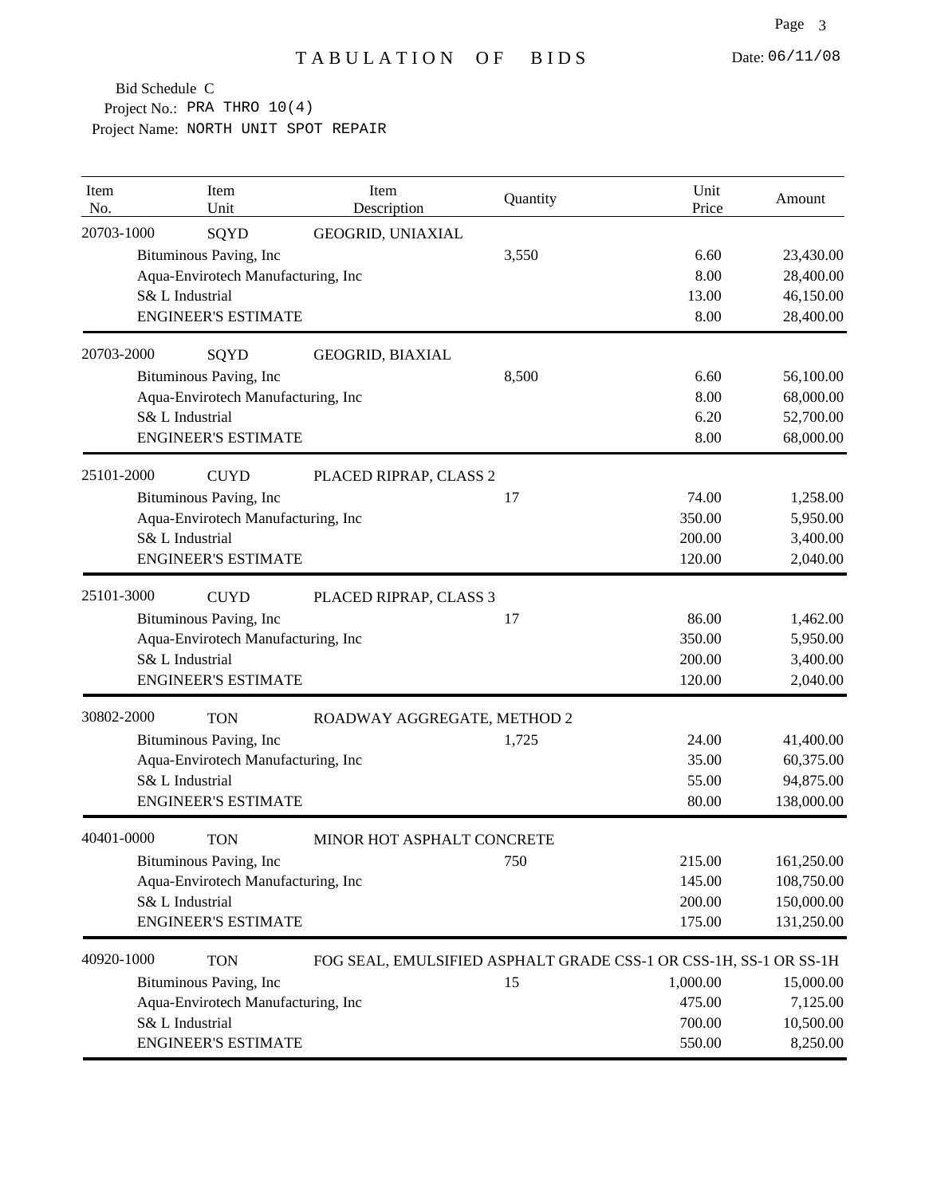# TABULATION OF BIDS

Date: 06/11/08

Bid Schedule C
Project No.: PRA THRO 10(4)
Project Name: NORTH UNIT SPOT REPAIR

| Item No. | Item Unit | Item Description | Quantity | Unit Price | Amount |
|---|---|---|---|---|---|
| 20703-1000 | SQYD | GEOGRID, UNIAXIAL | | | |
| | Bituminous Paving, Inc | | 3,550 | 6.60 | 23,430.00 |
| | Aqua-Envirotech Manufacturing, Inc | | | 8.00 | 28,400.00 |
| | S& L Industrial | | | 13.00 | 46,150.00 |
| | ENGINEER'S ESTIMATE | | | 8.00 | 28,400.00 |
| 20703-2000 | SQYD | GEOGRID, BIAXIAL | | | |
| | Bituminous Paving, Inc | | 8,500 | 6.60 | 56,100.00 |
| | Aqua-Envirotech Manufacturing, Inc | | | 8.00 | 68,000.00 |
| | S& L Industrial | | | 6.20 | 52,700.00 |
| | ENGINEER'S ESTIMATE | | | 8.00 | 68,000.00 |
| 25101-2000 | CUYD | PLACED RIPRAP, CLASS 2 | | | |
| | Bituminous Paving, Inc | | 17 | 74.00 | 1,258.00 |
| | Aqua-Envirotech Manufacturing, Inc | | | 350.00 | 5,950.00 |
| | S& L Industrial | | | 200.00 | 3,400.00 |
| | ENGINEER'S ESTIMATE | | | 120.00 | 2,040.00 |
| 25101-3000 | CUYD | PLACED RIPRAP, CLASS 3 | | | |
| | Bituminous Paving, Inc | | 17 | 86.00 | 1,462.00 |
| | Aqua-Envirotech Manufacturing, Inc | | | 350.00 | 5,950.00 |
| | S& L Industrial | | | 200.00 | 3,400.00 |
| | ENGINEER'S ESTIMATE | | | 120.00 | 2,040.00 |
| 30802-2000 | TON | ROADWAY AGGREGATE, METHOD 2 | | | |
| | Bituminous Paving, Inc | | 1,725 | 24.00 | 41,400.00 |
| | Aqua-Envirotech Manufacturing, Inc | | | 35.00 | 60,375.00 |
| | S& L Industrial | | | 55.00 | 94,875.00 |
| | ENGINEER'S ESTIMATE | | | 80.00 | 138,000.00 |
| 40401-0000 | TON | MINOR HOT ASPHALT CONCRETE | | | |
| | Bituminous Paving, Inc | | 750 | 215.00 | 161,250.00 |
| | Aqua-Envirotech Manufacturing, Inc | | | 145.00 | 108,750.00 |
| | S& L Industrial | | | 200.00 | 150,000.00 |
| | ENGINEER'S ESTIMATE | | | 175.00 | 131,250.00 |
| 40920-1000 | TON | FOG SEAL, EMULSIFIED ASPHALT GRADE CSS-1 OR CSS-1H, SS-1 OR SS-1H | | | |
| | Bituminous Paving, Inc | | 15 | 1,000.00 | 15,000.00 |
| | Aqua-Envirotech Manufacturing, Inc | | | 475.00 | 7,125.00 |
| | S& L Industrial | | | 700.00 | 10,500.00 |
| | ENGINEER'S ESTIMATE | | | 550.00 | 8,250.00 |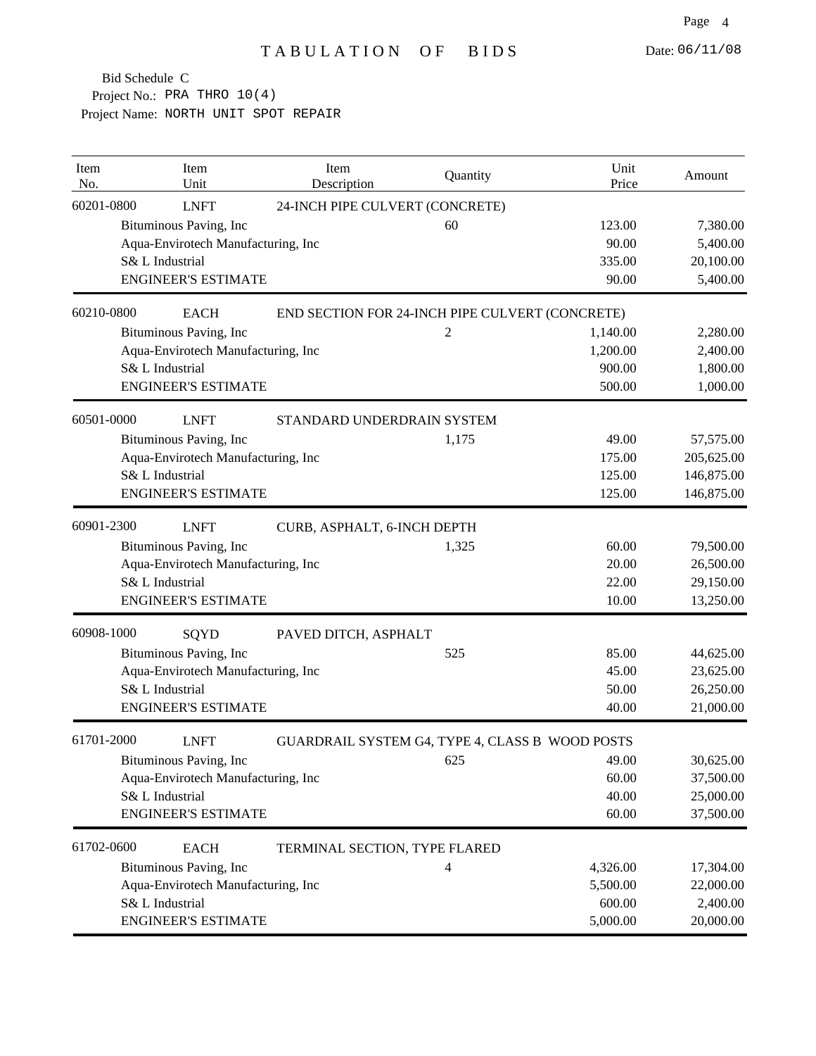# TABULATION OF BIDS

Date: 06/11/08

Bid Schedule C
Project No.: PRA THRO 10(4)
Project Name: NORTH UNIT SPOT REPAIR

| Item No. | Item Unit | Item Description | Quantity | Unit Price | Amount |
|---|---|---|---|---|---|
| 60201-0800 | LNFT | 24-INCH PIPE CULVERT (CONCRETE) | | | |
| | Bituminous Paving, Inc | | 60 | 123.00 | 7,380.00 |
| | Aqua-Envirotech Manufacturing, Inc | | | 90.00 | 5,400.00 |
| | S& L Industrial | | | 335.00 | 20,100.00 |
| | ENGINEER'S ESTIMATE | | | 90.00 | 5,400.00 |
| 60210-0800 | EACH | END SECTION FOR 24-INCH PIPE CULVERT (CONCRETE) | | | |
| | Bituminous Paving, Inc | | 2 | 1,140.00 | 2,280.00 |
| | Aqua-Envirotech Manufacturing, Inc | | | 1,200.00 | 2,400.00 |
| | S& L Industrial | | | 900.00 | 1,800.00 |
| | ENGINEER'S ESTIMATE | | | 500.00 | 1,000.00 |
| 60501-0000 | LNFT | STANDARD UNDERDRAIN SYSTEM | | | |
| | Bituminous Paving, Inc | | 1,175 | 49.00 | 57,575.00 |
| | Aqua-Envirotech Manufacturing, Inc | | | 175.00 | 205,625.00 |
| | S& L Industrial | | | 125.00 | 146,875.00 |
| | ENGINEER'S ESTIMATE | | | 125.00 | 146,875.00 |
| 60901-2300 | LNFT | CURB, ASPHALT, 6-INCH DEPTH | | | |
| | Bituminous Paving, Inc | | 1,325 | 60.00 | 79,500.00 |
| | Aqua-Envirotech Manufacturing, Inc | | | 20.00 | 26,500.00 |
| | S& L Industrial | | | 22.00 | 29,150.00 |
| | ENGINEER'S ESTIMATE | | | 10.00 | 13,250.00 |
| 60908-1000 | SQYD | PAVED DITCH, ASPHALT | | | |
| | Bituminous Paving, Inc | | 525 | 85.00 | 44,625.00 |
| | Aqua-Envirotech Manufacturing, Inc | | | 45.00 | 23,625.00 |
| | S& L Industrial | | | 50.00 | 26,250.00 |
| | ENGINEER'S ESTIMATE | | | 40.00 | 21,000.00 |
| 61701-2000 | LNFT | GUARDRAIL SYSTEM G4, TYPE 4, CLASS B WOOD POSTS | | | |
| | Bituminous Paving, Inc | | 625 | 49.00 | 30,625.00 |
| | Aqua-Envirotech Manufacturing, Inc | | | 60.00 | 37,500.00 |
| | S& L Industrial | | | 40.00 | 25,000.00 |
| | ENGINEER'S ESTIMATE | | | 60.00 | 37,500.00 |
| 61702-0600 | EACH | TERMINAL SECTION, TYPE FLARED | | | |
| | Bituminous Paving, Inc | | 4 | 4,326.00 | 17,304.00 |
| | Aqua-Envirotech Manufacturing, Inc | | | 5,500.00 | 22,000.00 |
| | S& L Industrial | | | 600.00 | 2,400.00 |
| | ENGINEER'S ESTIMATE | | | 5,000.00 | 20,000.00 |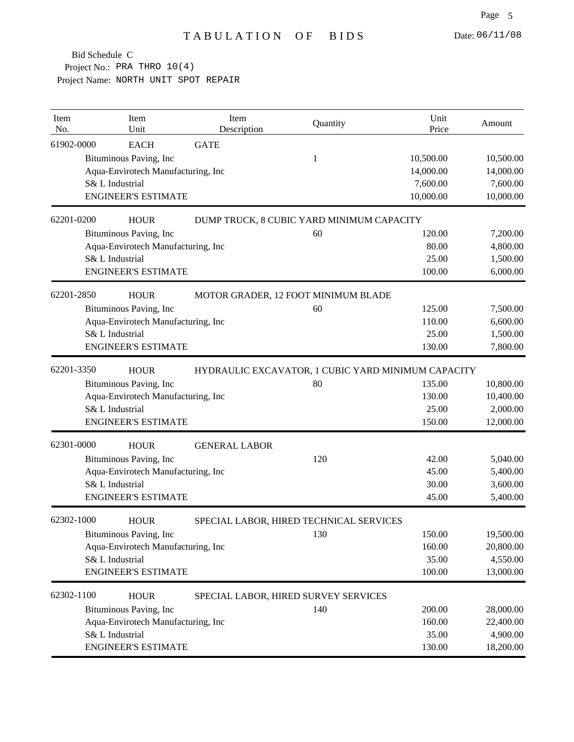# TABULATION OF BIDS

Date: 06/11/08

Bid Schedule C

Project No.: PRA THRO 10(4)

Project Name: NORTH UNIT SPOT REPAIR

| Item No. | Item Unit | Item Description | Quantity | Unit Price | Amount |
|---|---|---|---|---|---|
| 61902-0000 | EACH | GATE | | | |
| | Bituminous Paving, Inc | | 1 | 10,500.00 | 10,500.00 |
| | Aqua-Envirotech Manufacturing, Inc | | | 14,000.00 | 14,000.00 |
| | S& L Industrial | | | 7,600.00 | 7,600.00 |
| | ENGINEER'S ESTIMATE | | | 10,000.00 | 10,000.00 |
| 62201-0200 | HOUR | DUMP TRUCK, 8 CUBIC YARD MINIMUM CAPACITY | | | |
| | Bituminous Paving, Inc | | 60 | 120.00 | 7,200.00 |
| | Aqua-Envirotech Manufacturing, Inc | | | 80.00 | 4,800.00 |
| | S& L Industrial | | | 25.00 | 1,500.00 |
| | ENGINEER'S ESTIMATE | | | 100.00 | 6,000.00 |
| 62201-2850 | HOUR | MOTOR GRADER, 12 FOOT MINIMUM BLADE | | | |
| | Bituminous Paving, Inc | | 60 | 125.00 | 7,500.00 |
| | Aqua-Envirotech Manufacturing, Inc | | | 110.00 | 6,600.00 |
| | S& L Industrial | | | 25.00 | 1,500.00 |
| | ENGINEER'S ESTIMATE | | | 130.00 | 7,800.00 |
| 62201-3350 | HOUR | HYDRAULIC EXCAVATOR, 1 CUBIC YARD MINIMUM CAPACITY | | | |
| | Bituminous Paving, Inc | | 80 | 135.00 | 10,800.00 |
| | Aqua-Envirotech Manufacturing, Inc | | | 130.00 | 10,400.00 |
| | S& L Industrial | | | 25.00 | 2,000.00 |
| | ENGINEER'S ESTIMATE | | | 150.00 | 12,000.00 |
| 62301-0000 | HOUR | GENERAL LABOR | | | |
| | Bituminous Paving, Inc | | 120 | 42.00 | 5,040.00 |
| | Aqua-Envirotech Manufacturing, Inc | | | 45.00 | 5,400.00 |
| | S& L Industrial | | | 30.00 | 3,600.00 |
| | ENGINEER'S ESTIMATE | | | 45.00 | 5,400.00 |
| 62302-1000 | HOUR | SPECIAL LABOR, HIRED TECHNICAL SERVICES | | | |
| | Bituminous Paving, Inc | | 130 | 150.00 | 19,500.00 |
| | Aqua-Envirotech Manufacturing, Inc | | | 160.00 | 20,800.00 |
| | S& L Industrial | | | 35.00 | 4,550.00 |
| | ENGINEER'S ESTIMATE | | | 100.00 | 13,000.00 |
| 62302-1100 | HOUR | SPECIAL LABOR, HIRED SURVEY SERVICES | | | |
| | Bituminous Paving, Inc | | 140 | 200.00 | 28,000.00 |
| | Aqua-Envirotech Manufacturing, Inc | | | 160.00 | 22,400.00 |
| | S& L Industrial | | | 35.00 | 4,900.00 |
| | ENGINEER'S ESTIMATE | | | 130.00 | 18,200.00 |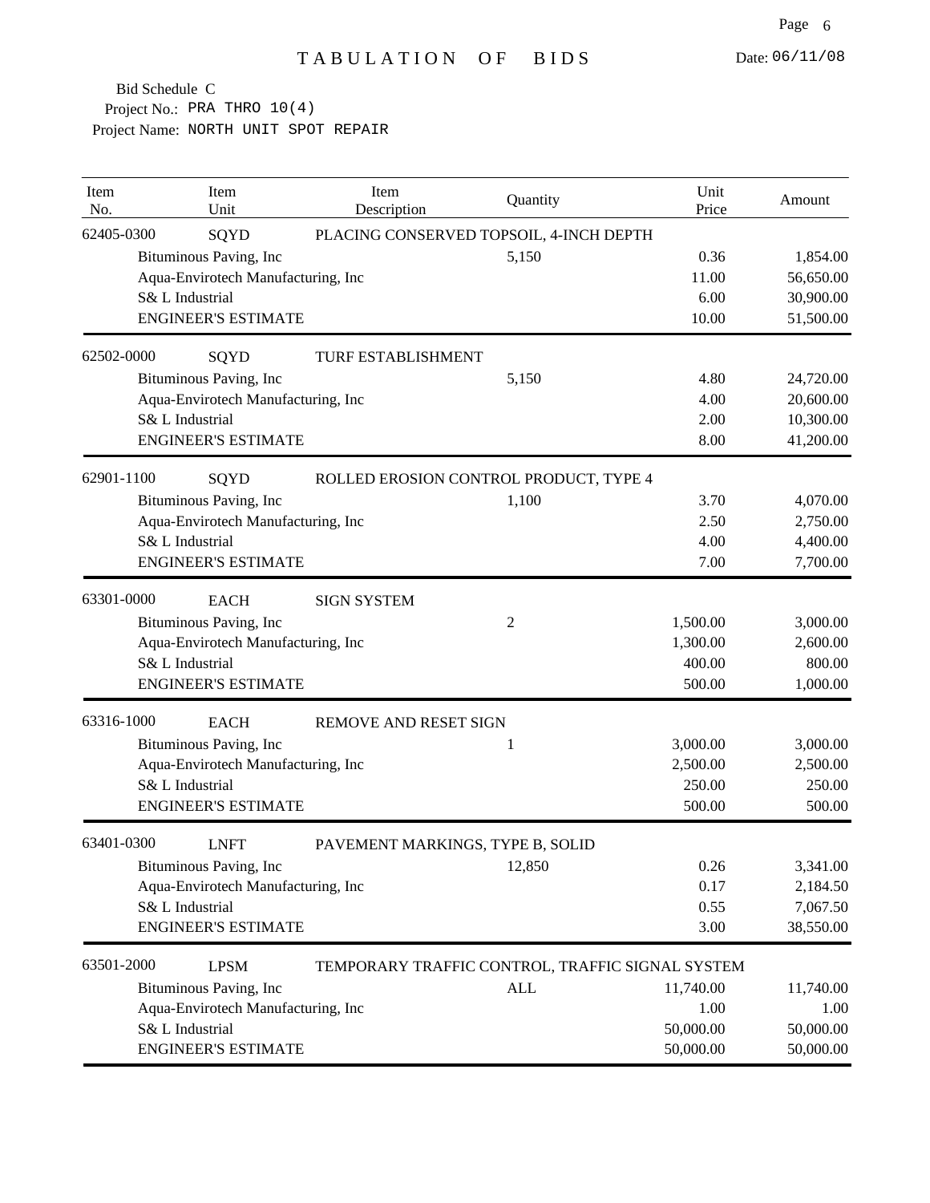# TABULATION OF BIDS

Date: 06/11/08

Bid Schedule C
Project No.: PRA THRO 10(4)
Project Name: NORTH UNIT SPOT REPAIR

| Item No. | Item Unit | Item Description | Quantity | Unit Price | Amount |
|---|---|---|---|---|---|
| 62405-0300 | SQYD | PLACING CONSERVED TOPSOIL, 4-INCH DEPTH | | | |
| | Bituminous Paving, Inc | | 5,150 | 0.36 | 1,854.00 |
| | Aqua-Envirotech Manufacturing, Inc | | | 11.00 | 56,650.00 |
| | S& L Industrial | | | 6.00 | 30,900.00 |
| | ENGINEER'S ESTIMATE | | | 10.00 | 51,500.00 |
| 62502-0000 | SQYD | TURF ESTABLISHMENT | | | |
| | Bituminous Paving, Inc | | 5,150 | 4.80 | 24,720.00 |
| | Aqua-Envirotech Manufacturing, Inc | | | 4.00 | 20,600.00 |
| | S& L Industrial | | | 2.00 | 10,300.00 |
| | ENGINEER'S ESTIMATE | | | 8.00 | 41,200.00 |
| 62901-1100 | SQYD | ROLLED EROSION CONTROL PRODUCT, TYPE 4 | | | |
| | Bituminous Paving, Inc | | 1,100 | 3.70 | 4,070.00 |
| | Aqua-Envirotech Manufacturing, Inc | | | 2.50 | 2,750.00 |
| | S& L Industrial | | | 4.00 | 4,400.00 |
| | ENGINEER'S ESTIMATE | | | 7.00 | 7,700.00 |
| 63301-0000 | EACH | SIGN SYSTEM | | | |
| | Bituminous Paving, Inc | | 2 | 1,500.00 | 3,000.00 |
| | Aqua-Envirotech Manufacturing, Inc | | | 1,300.00 | 2,600.00 |
| | S& L Industrial | | | 400.00 | 800.00 |
| | ENGINEER'S ESTIMATE | | | 500.00 | 1,000.00 |
| 63316-1000 | EACH | REMOVE AND RESET SIGN | | | |
| | Bituminous Paving, Inc | | 1 | 3,000.00 | 3,000.00 |
| | Aqua-Envirotech Manufacturing, Inc | | | 2,500.00 | 2,500.00 |
| | S& L Industrial | | | 250.00 | 250.00 |
| | ENGINEER'S ESTIMATE | | | 500.00 | 500.00 |
| 63401-0300 | LNFT | PAVEMENT MARKINGS, TYPE B, SOLID | | | |
| | Bituminous Paving, Inc | | 12,850 | 0.26 | 3,341.00 |
| | Aqua-Envirotech Manufacturing, Inc | | | 0.17 | 2,184.50 |
| | S& L Industrial | | | 0.55 | 7,067.50 |
| | ENGINEER'S ESTIMATE | | | 3.00 | 38,550.00 |
| 63501-2000 | LPSM | TEMPORARY TRAFFIC CONTROL, TRAFFIC SIGNAL SYSTEM | | | |
| | Bituminous Paving, Inc | | ALL | 11,740.00 | 11,740.00 |
| | Aqua-Envirotech Manufacturing, Inc | | | 1.00 | 1.00 |
| | S& L Industrial | | | 50,000.00 | 50,000.00 |
| | ENGINEER'S ESTIMATE | | | 50,000.00 | 50,000.00 |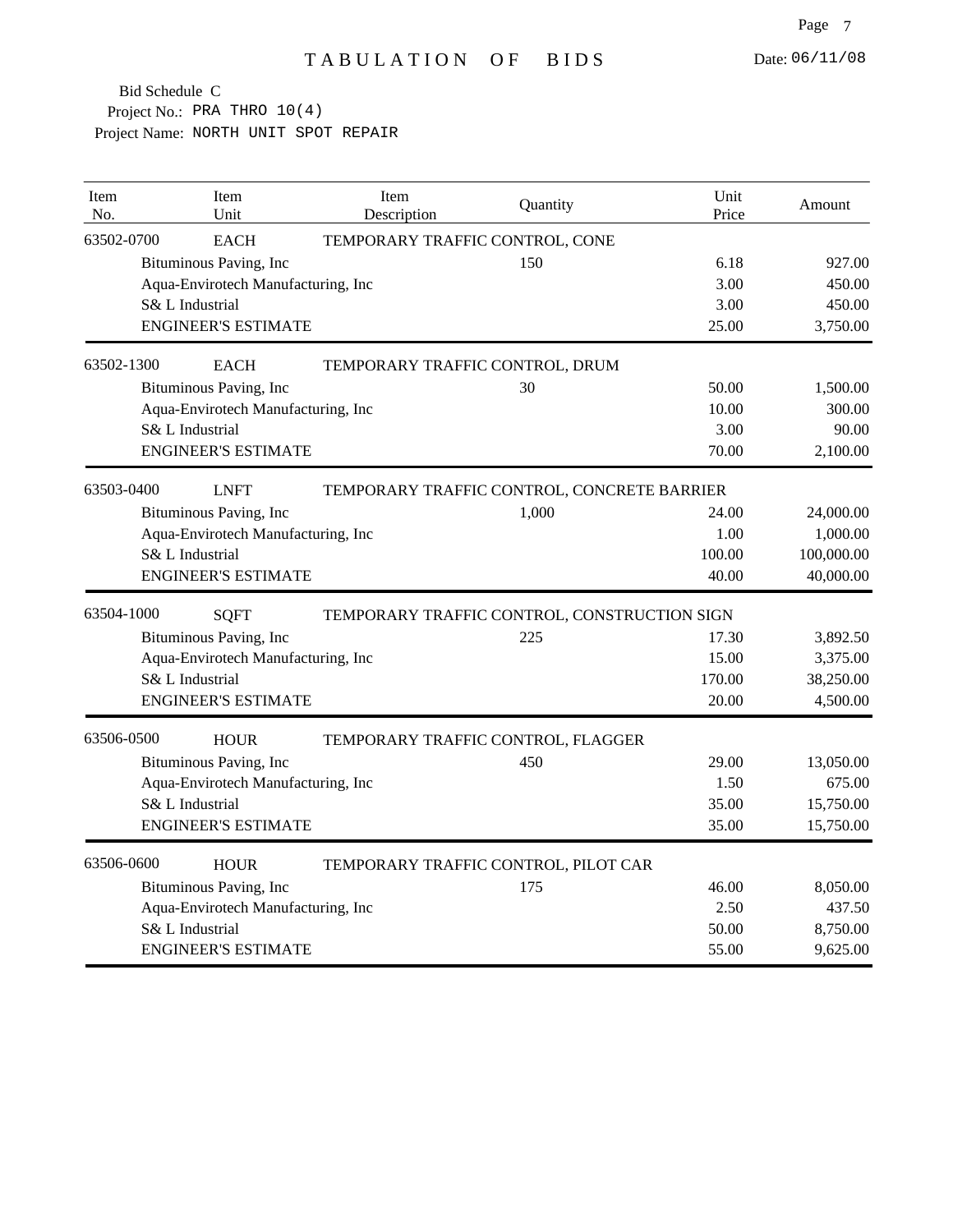# TABULATION OF BIDS

Date: 06/11/08

Bid Schedule C
Project No.: PRA THRO 10(4)
Project Name: NORTH UNIT SPOT REPAIR

| Item No. | Item Unit | Item Description | Quantity | Unit Price | Amount |
|---|---|---|---|---|---|
| 63502-0700 | EACH | TEMPORARY TRAFFIC CONTROL, CONE | | | |
| | Bituminous Paving, Inc | | 150 | 6.18 | 927.00 |
| | Aqua-Envirotech Manufacturing, Inc | | | 3.00 | 450.00 |
| | S& L Industrial | | | 3.00 | 450.00 |
| | ENGINEER'S ESTIMATE | | | 25.00 | 3,750.00 |
| 63502-1300 | EACH | TEMPORARY TRAFFIC CONTROL, DRUM | | | |
| | Bituminous Paving, Inc | | 30 | 50.00 | 1,500.00 |
| | Aqua-Envirotech Manufacturing, Inc | | | 10.00 | 300.00 |
| | S& L Industrial | | | 3.00 | 90.00 |
| | ENGINEER'S ESTIMATE | | | 70.00 | 2,100.00 |
| 63503-0400 | LNFT | TEMPORARY TRAFFIC CONTROL, CONCRETE BARRIER | | | |
| | Bituminous Paving, Inc | | 1,000 | 24.00 | 24,000.00 |
| | Aqua-Envirotech Manufacturing, Inc | | | 1.00 | 1,000.00 |
| | S& L Industrial | | | 100.00 | 100,000.00 |
| | ENGINEER'S ESTIMATE | | | 40.00 | 40,000.00 |
| 63504-1000 | SQFT | TEMPORARY TRAFFIC CONTROL, CONSTRUCTION SIGN | | | |
| | Bituminous Paving, Inc | | 225 | 17.30 | 3,892.50 |
| | Aqua-Envirotech Manufacturing, Inc | | | 15.00 | 3,375.00 |
| | S& L Industrial | | | 170.00 | 38,250.00 |
| | ENGINEER'S ESTIMATE | | | 20.00 | 4,500.00 |
| 63506-0500 | HOUR | TEMPORARY TRAFFIC CONTROL, FLAGGER | | | |
| | Bituminous Paving, Inc | | 450 | 29.00 | 13,050.00 |
| | Aqua-Envirotech Manufacturing, Inc | | | 1.50 | 675.00 |
| | S& L Industrial | | | 35.00 | 15,750.00 |
| | ENGINEER'S ESTIMATE | | | 35.00 | 15,750.00 |
| 63506-0600 | HOUR | TEMPORARY TRAFFIC CONTROL, PILOT CAR | | | |
| | Bituminous Paving, Inc | | 175 | 46.00 | 8,050.00 |
| | Aqua-Envirotech Manufacturing, Inc | | | 2.50 | 437.50 |
| | S& L Industrial | | | 50.00 | 8,750.00 |
| | ENGINEER'S ESTIMATE | | | 55.00 | 9,625.00 |